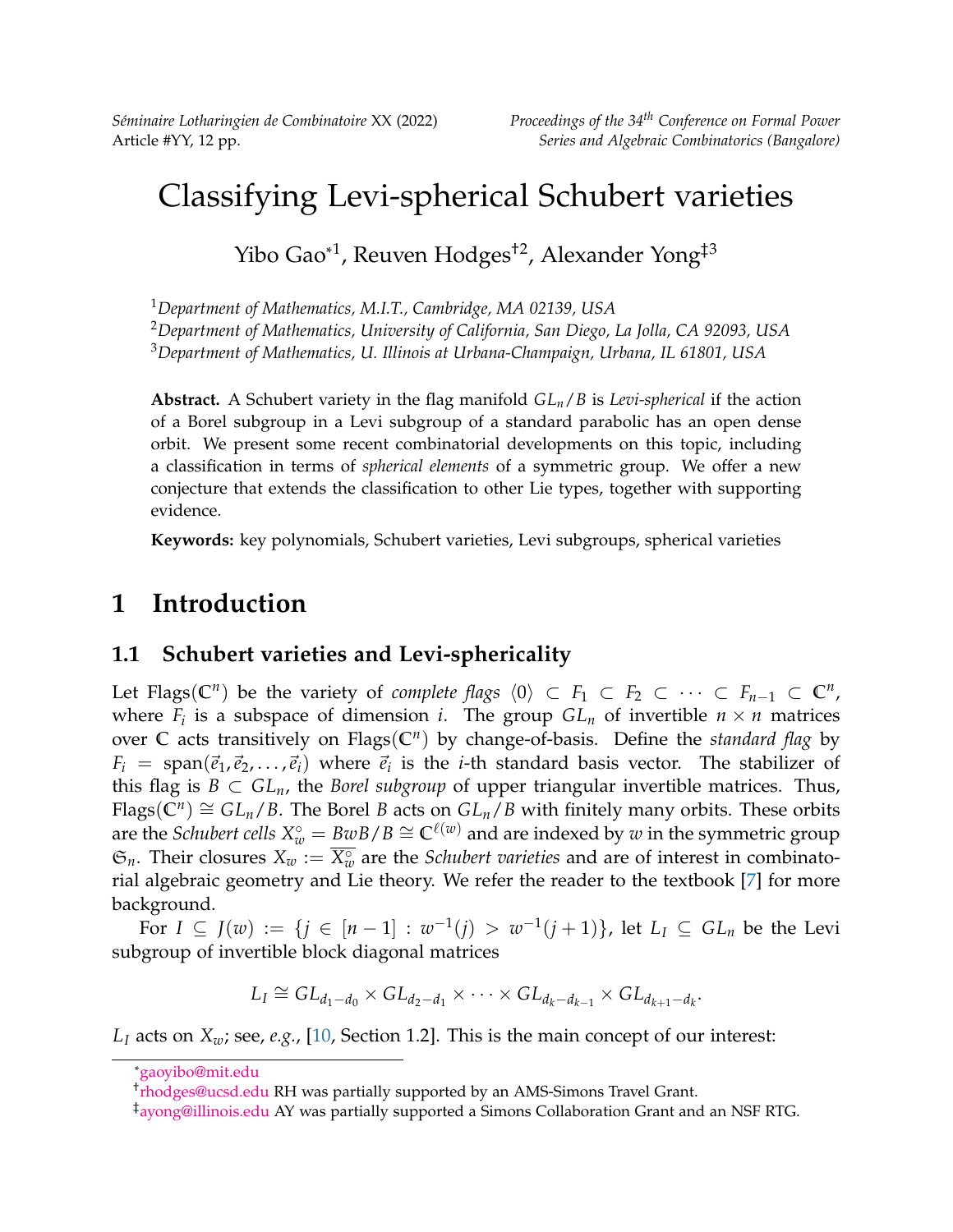# Classifying Levi-spherical Schubert varieties

Yibo Gao*[1], Reuven Hodges†[2], Alexander Yong‡[3]

[1] *Department of Mathematics, M.I.T., Cambridge, MA 02139, USA*

[2] *Department of Mathematics, University of California, San Diego, La Jolla, CA 92093, USA*

[3] *Department of Mathematics, U. Illinois at Urbana-Champaign, Urbana, IL 61801, USA*

**Abstract.** A Schubert variety in the flag manifold $GL_n/B$ is *Levi-spherical* if the action of a Borel subgroup in a Levi subgroup of a standard parabolic has an open dense orbit. We present some recent combinatorial developments on this topic, including a classification in terms of *spherical elements* of a symmetric group. We offer a new conjecture that extends the classification to other Lie types, together with supporting evidence.

**Keywords:** key polynomials, Schubert varieties, Levi subgroups, spherical varieties

## 1 Introduction

### 1.1 Schubert varieties and Levi-sphericality

Let Flags($\mathbb{C}^n$) be the variety of *complete flags* $\langle 0 \rangle \subset F_1 \subset F_2 \subset \cdots \subset F_{n-1} \subset \mathbb{C}^n$, where $F_i$ is a subspace of dimension $i$. The group $GL_n$ of invertible $n \times n$ matrices over $\mathbb{C}$ acts transitively on Flags($\mathbb{C}^n$) by change-of-basis. Define the *standard flag* by $F_i = \text{span}(\vec{e}_1, \vec{e}_2, \ldots, \vec{e}_i)$ where $\vec{e}_i$ is the $i$-th standard basis vector. The stabilizer of this flag is $B \subset GL_n$, the *Borel subgroup* of upper triangular invertible matrices. Thus, Flags($\mathbb{C}^n$) $\cong GL_n/B$. The Borel $B$ acts on $GL_n/B$ with finitely many orbits. These orbits are the *Schubert cells* $X_w^\circ = BwB/B \cong \mathbb{C}^{\ell(w)}$ and are indexed by $w$ in the symmetric group $\mathfrak{S}_n$. Their closures $X_w := \overline{X_w^\circ}$ are the *Schubert varieties* and are of interest in combinatorial algebraic geometry and Lie theory. We refer the reader to the textbook [7] for more background.

For $I \subseteq J(w) := \{j \in [n-1] : w^{-1}(j) > w^{-1}(j+1)\}$, let $L_I \subseteq GL_n$ be the Levi subgroup of invertible block diagonal matrices

$$L_I \cong GL_{d_1-d_0} \times GL_{d_2-d_1} \times \cdots \times GL_{d_k-d_{k-1}} \times GL_{d_{k+1}-d_k}.$$

$L_I$ acts on $X_w$; see, *e.g.*, [10, Section 1.2]. This is the main concept of our interest:

*gaoyibo@mit.edu

†rhodges@ucsd.edu RH was partially supported by an AMS-Simons Travel Grant.

‡ayong@illinois.edu AY was partially supported a Simons Collaboration Grant and an NSF RTG.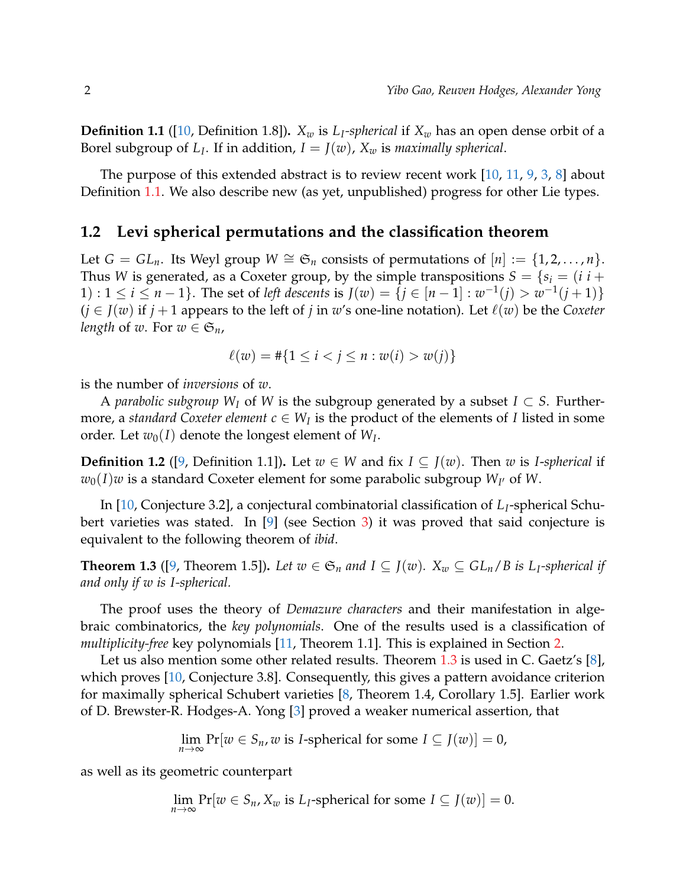**Definition 1.1** ([10, Definition 1.8])**.** $X_w$ is *$L_I$-spherical* if $X_w$ has an open dense orbit of a Borel subgroup of $L_I$. If in addition, $I = J(w)$, $X_w$ is *maximally spherical*.

The purpose of this extended abstract is to review recent work [10, 11, 9, 3, 8] about Definition 1.1. We also describe new (as yet, unpublished) progress for other Lie types.

## 1.2 Levi spherical permutations and the classification theorem

Let $G = GL_n$. Its Weyl group $W \cong \mathfrak{S}_n$ consists of permutations of $[n] := \{1, 2, \ldots, n\}$. Thus $W$ is generated, as a Coxeter group, by the simple transpositions $S = \{s_i = (i\ i+1) : 1 \leq i \leq n-1\}$. The set of *left descents* is $J(w) = \{j \in [n-1] : w^{-1}(j) > w^{-1}(j+1)\}$ ($j \in J(w)$ if $j+1$ appears to the left of $j$ in $w$'s one-line notation). Let $\ell(w)$ be the *Coxeter length* of $w$. For $w \in \mathfrak{S}_n$,

$$\ell(w) = \#\{1 \leq i < j \leq n : w(i) > w(j)\}$$

is the number of *inversions* of $w$.

A *parabolic subgroup* $W_I$ of $W$ is the subgroup generated by a subset $I \subset S$. Furthermore, a *standard Coxeter element* $c \in W_I$ is the product of the elements of $I$ listed in some order. Let $w_0(I)$ denote the longest element of $W_I$.

**Definition 1.2** ([9, Definition 1.1])**.** Let $w \in W$ and fix $I \subseteq J(w)$. Then $w$ is *$I$-spherical* if $w_0(I)w$ is a standard Coxeter element for some parabolic subgroup $W_{I'}$ of $W$.

In [10, Conjecture 3.2], a conjectural combinatorial classification of $L_I$-spherical Schubert varieties was stated. In [9] (see Section 3) it was proved that said conjecture is equivalent to the following theorem of *ibid*.

**Theorem 1.3** ([9, Theorem 1.5])**.** *Let $w \in \mathfrak{S}_n$ and $I \subseteq J(w)$. $X_w \subseteq GL_n/B$ is $L_I$-spherical if and only if $w$ is $I$-spherical.*

The proof uses the theory of *Demazure characters* and their manifestation in algebraic combinatorics, the *key polynomials*. One of the results used is a classification of *multiplicity-free* key polynomials [11, Theorem 1.1]. This is explained in Section 2.

Let us also mention some other related results. Theorem 1.3 is used in C. Gaetz's [8], which proves [10, Conjecture 3.8]. Consequently, this gives a pattern avoidance criterion for maximally spherical Schubert varieties [8, Theorem 1.4, Corollary 1.5]. Earlier work of D. Brewster-R. Hodges-A. Yong [3] proved a weaker numerical assertion, that

$$\lim_{n\to\infty} \Pr[w \in S_n, w \text{ is } I\text{-spherical for some } I \subseteq J(w)] = 0,$$

as well as its geometric counterpart

$$\lim_{n\to\infty} \Pr[w \in S_n, X_w \text{ is } L_I\text{-spherical for some } I \subseteq J(w)] = 0.$$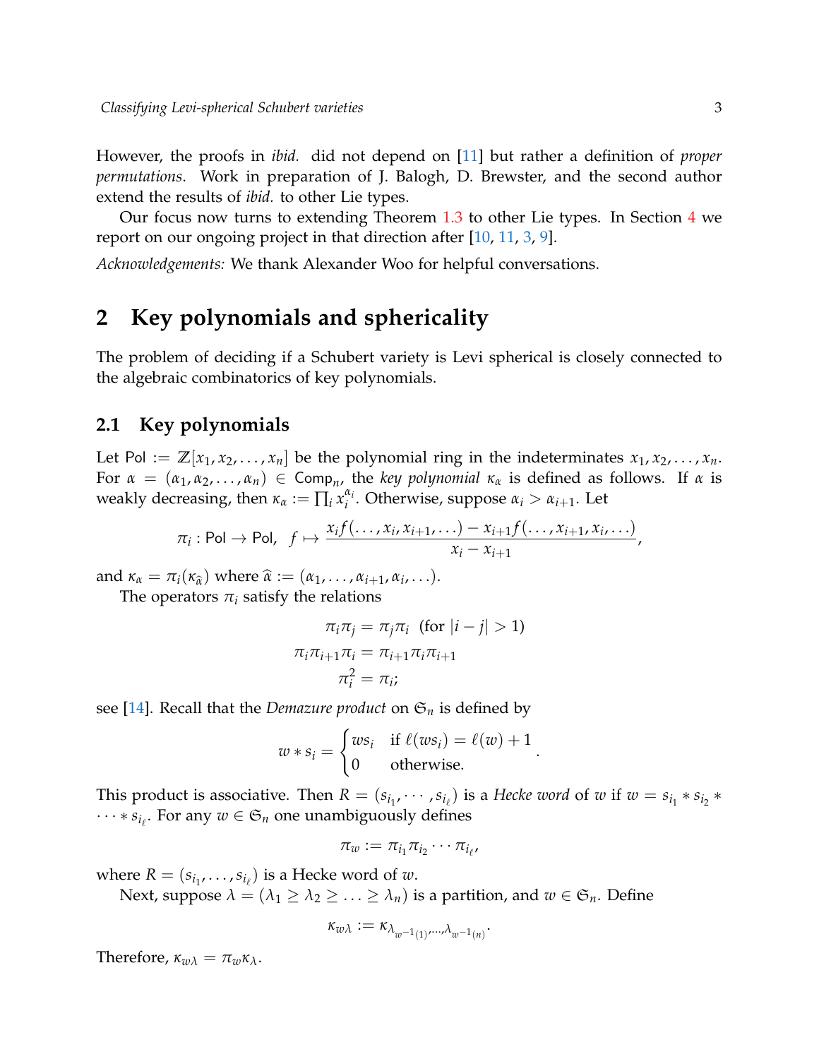However, the proofs in *ibid.* did not depend on [11] but rather a definition of *proper permutations*. Work in preparation of J. Balogh, D. Brewster, and the second author extend the results of *ibid.* to other Lie types.

Our focus now turns to extending Theorem 1.3 to other Lie types. In Section 4 we report on our ongoing project in that direction after [10, 11, 3, 9].

*Acknowledgements:* We thank Alexander Woo for helpful conversations.

# 2 Key polynomials and sphericality

The problem of deciding if a Schubert variety is Levi spherical is closely connected to the algebraic combinatorics of key polynomials.

## 2.1 Key polynomials

Let $\mathsf{Pol} := \mathbb{Z}[x_1, x_2, \ldots, x_n]$ be the polynomial ring in the indeterminates $x_1, x_2, \ldots, x_n$. For $\alpha = (\alpha_1, \alpha_2, \ldots, \alpha_n) \in \mathsf{Comp}_n$, the *key polynomial* $\kappa_\alpha$ is defined as follows. If $\alpha$ is weakly decreasing, then $\kappa_\alpha := \prod_i x_i^{\alpha_i}$. Otherwise, suppose $\alpha_i > \alpha_{i+1}$. Let

$$\pi_i : \mathsf{Pol} \to \mathsf{Pol}, \quad f \mapsto \frac{x_i f(\ldots, x_i, x_{i+1}, \ldots) - x_{i+1} f(\ldots, x_{i+1}, x_i, \ldots)}{x_i - x_{i+1}},$$

and $\kappa_\alpha = \pi_i(\kappa_{\widehat{\alpha}})$ where $\widehat{\alpha} := (\alpha_1, \ldots, \alpha_{i+1}, \alpha_i, \ldots)$.

The operators $\pi_i$ satisfy the relations

$$\pi_i \pi_j = \pi_j \pi_i \ \ (\text{for } |i-j| > 1)$$
$$\pi_i \pi_{i+1} \pi_i = \pi_{i+1} \pi_i \pi_{i+1}$$
$$\pi_i^2 = \pi_i;$$

see [14]. Recall that the *Demazure product* on $\mathfrak{S}_n$ is defined by

$$w * s_i = \begin{cases} ws_i & \text{if } \ell(ws_i) = \ell(w) + 1 \\ 0 & \text{otherwise.} \end{cases}.$$

This product is associative. Then $R = (s_{i_1}, \cdots, s_{i_\ell})$ is a *Hecke word* of $w$ if $w = s_{i_1} * s_{i_2} * \cdots * s_{i_\ell}$. For any $w \in \mathfrak{S}_n$ one unambiguously defines

$$\pi_w := \pi_{i_1} \pi_{i_2} \cdots \pi_{i_\ell},$$

where $R = (s_{i_1}, \ldots, s_{i_\ell})$ is a Hecke word of $w$.

Next, suppose $\lambda = (\lambda_1 \geq \lambda_2 \geq \ldots \geq \lambda_n)$ is a partition, and $w \in \mathfrak{S}_n$. Define

$$\kappa_{w\lambda} := \kappa_{\lambda_{w^{-1}(1)}, \ldots, \lambda_{w^{-1}(n)}}.$$

Therefore, $\kappa_{w\lambda} = \pi_w \kappa_\lambda$.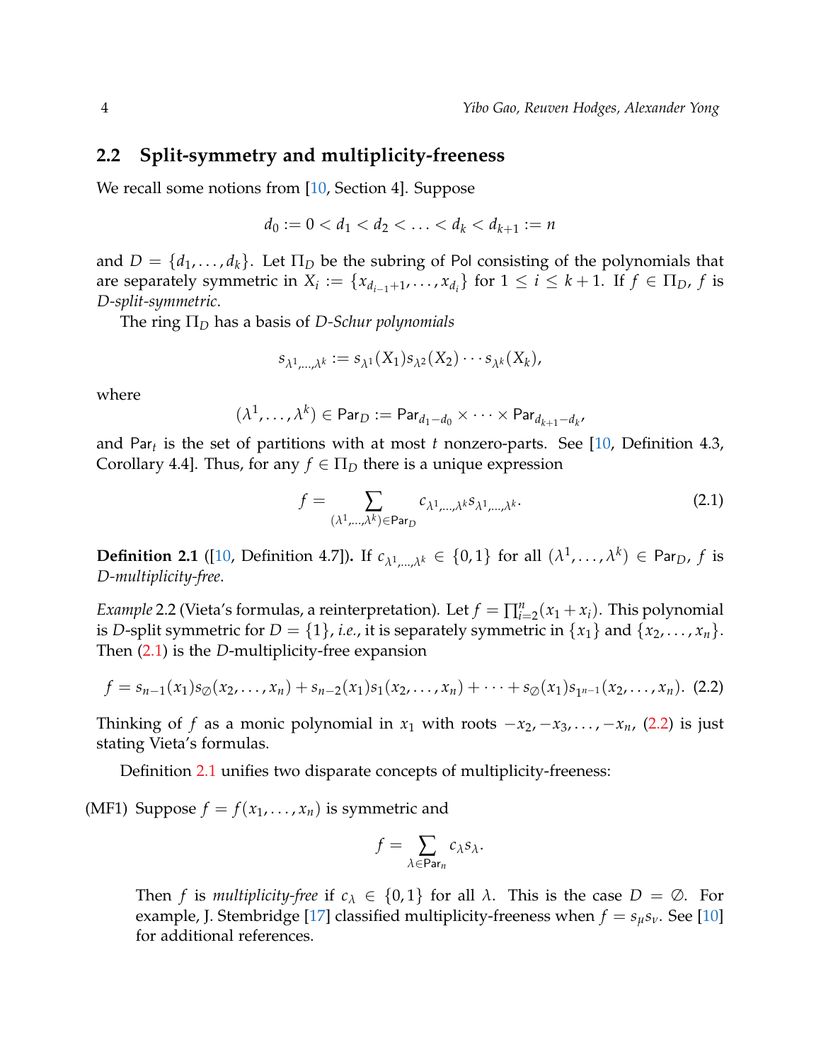## 2.2 Split-symmetry and multiplicity-freeness

We recall some notions from [10, Section 4]. Suppose

$$d_0 := 0 < d_1 < d_2 < \ldots < d_k < d_{k+1} := n$$

and $D = \{d_1, \ldots, d_k\}$. Let $\Pi_D$ be the subring of $\mathsf{Pol}$ consisting of the polynomials that are separately symmetric in $X_i := \{x_{d_{i-1}+1}, \ldots, x_{d_i}\}$ for $1 \leq i \leq k+1$. If $f \in \Pi_D$, $f$ is *D-split-symmetric*.

The ring $\Pi_D$ has a basis of *D-Schur polynomials*

$$s_{\lambda^1,\ldots,\lambda^k} := s_{\lambda^1}(X_1)s_{\lambda^2}(X_2)\cdots s_{\lambda^k}(X_k),$$

where

$$(\lambda^1, \ldots, \lambda^k) \in \mathsf{Par}_D := \mathsf{Par}_{d_1-d_0} \times \cdots \times \mathsf{Par}_{d_{k+1}-d_k},$$

and $\mathsf{Par}_t$ is the set of partitions with at most $t$ nonzero-parts. See [10, Definition 4.3, Corollary 4.4]. Thus, for any $f \in \Pi_D$ there is a unique expression

$$f = \sum_{(\lambda^1,\ldots,\lambda^k)\in \mathsf{Par}_D} c_{\lambda^1,\ldots,\lambda^k} s_{\lambda^1,\ldots,\lambda^k}. \tag{2.1}$$

**Definition 2.1** ([10, Definition 4.7])**.** If $c_{\lambda^1,\ldots,\lambda^k} \in \{0,1\}$ for all $(\lambda^1, \ldots, \lambda^k) \in \mathsf{Par}_D$, $f$ is *D-multiplicity-free*.

*Example* 2.2 (Vieta's formulas, a reinterpretation). Let $f = \prod_{i=2}^{n}(x_1 + x_i)$. This polynomial is $D$-split symmetric for $D = \{1\}$, *i.e.*, it is separately symmetric in $\{x_1\}$ and $\{x_2, \ldots, x_n\}$. Then (2.1) is the $D$-multiplicity-free expansion

$$f = s_{n-1}(x_1)s_{\emptyset}(x_2,\ldots,x_n) + s_{n-2}(x_1)s_1(x_2,\ldots,x_n) + \cdots + s_{\emptyset}(x_1)s_{1^{n-1}}(x_2,\ldots,x_n). \tag{2.2}$$

Thinking of $f$ as a monic polynomial in $x_1$ with roots $-x_2, -x_3, \ldots, -x_n$, (2.2) is just stating Vieta's formulas.

Definition 2.1 unifies two disparate concepts of multiplicity-freeness:

(MF1) Suppose $f = f(x_1, \ldots, x_n)$ is symmetric and

$$f = \sum_{\lambda \in \mathsf{Par}_n} c_\lambda s_\lambda.$$

Then $f$ is *multiplicity-free* if $c_\lambda \in \{0,1\}$ for all $\lambda$. This is the case $D = \emptyset$. For example, J. Stembridge [17] classified multiplicity-freeness when $f = s_\mu s_\nu$. See [10] for additional references.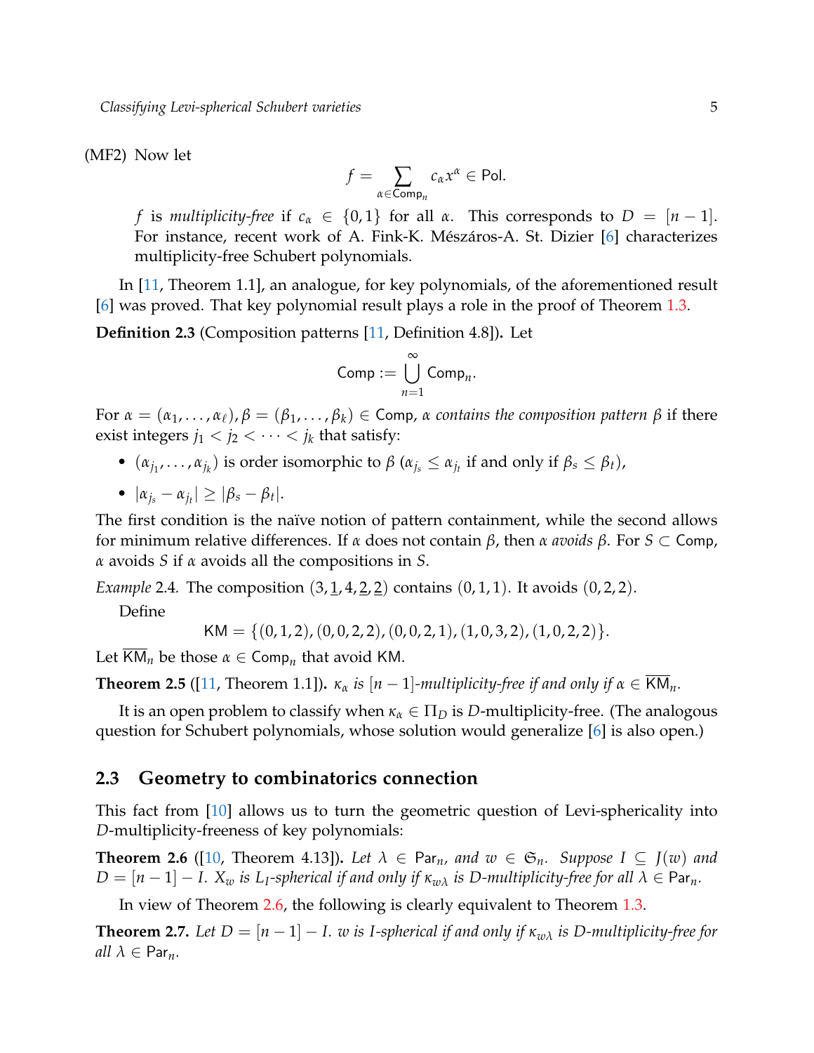(MF2) Now let

$$f = \sum_{\alpha \in \mathsf{Comp}_n} c_\alpha x^\alpha \in \mathsf{Pol}.$$

$f$ is *multiplicity-free* if $c_\alpha \in \{0,1\}$ for all $\alpha$. This corresponds to $D = [n-1]$. For instance, recent work of A. Fink-K. Mészáros-A. St. Dizier [6] characterizes multiplicity-free Schubert polynomials.

In [11, Theorem 1.1], an analogue, for key polynomials, of the aforementioned result [6] was proved. That key polynomial result plays a role in the proof of Theorem 1.3.

**Definition 2.3** (Composition patterns [11, Definition 4.8])**.** Let

$$\mathsf{Comp} := \bigcup_{n=1}^{\infty} \mathsf{Comp}_n.$$

For $\alpha = (\alpha_1, \ldots, \alpha_\ell), \beta = (\beta_1, \ldots, \beta_k) \in \mathsf{Comp}$, $\alpha$ *contains the composition pattern* $\beta$ if there exist integers $j_1 < j_2 < \cdots < j_k$ that satisfy:

- $(\alpha_{j_1}, \ldots, \alpha_{j_k})$ is order isomorphic to $\beta$ ($\alpha_{j_s} \leq \alpha_{j_t}$ if and only if $\beta_s \leq \beta_t$),
- $|\alpha_{j_s} - \alpha_{j_t}| \geq |\beta_s - \beta_t|$.

The first condition is the naïve notion of pattern containment, while the second allows for minimum relative differences. If $\alpha$ does not contain $\beta$, then $\alpha$ *avoids* $\beta$. For $S \subset \mathsf{Comp}$, $\alpha$ avoids $S$ if $\alpha$ avoids all the compositions in $S$.

*Example* 2.4. The composition $(3, \underline{1}, 4, \underline{2}, \underline{2})$ contains $(0,1,1)$. It avoids $(0,2,2)$.

Define

$$\mathsf{KM} = \{(0,1,2), (0,0,2,2), (0,0,2,1), (1,0,3,2), (1,0,2,2)\}.$$

Let $\overline{\mathsf{KM}}_n$ be those $\alpha \in \mathsf{Comp}_n$ that avoid $\mathsf{KM}$.

**Theorem 2.5** ([11, Theorem 1.1])**.** *$\kappa_\alpha$ is $[n-1]$-multiplicity-free if and only if $\alpha \in \overline{\mathsf{KM}}_n$.*

It is an open problem to classify when $\kappa_\alpha \in \Pi_D$ is $D$-multiplicity-free. (The analogous question for Schubert polynomials, whose solution would generalize [6] is also open.)

### 2.3 Geometry to combinatorics connection

This fact from [10] allows us to turn the geometric question of Levi-sphericality into $D$-multiplicity-freeness of key polynomials:

**Theorem 2.6** ([10, Theorem 4.13])**.** *Let $\lambda \in \mathsf{Par}_n$, and $w \in \mathfrak{S}_n$. Suppose $I \subseteq J(w)$ and $D = [n-1] - I$. $X_w$ is $L_I$-spherical if and only if $\kappa_{w\lambda}$ is $D$-multiplicity-free for all $\lambda \in \mathsf{Par}_n$.*

In view of Theorem 2.6, the following is clearly equivalent to Theorem 1.3.

**Theorem 2.7.** *Let $D = [n-1] - I$. $w$ is $I$-spherical if and only if $\kappa_{w\lambda}$ is $D$-multiplicity-free for all $\lambda \in \mathsf{Par}_n$.*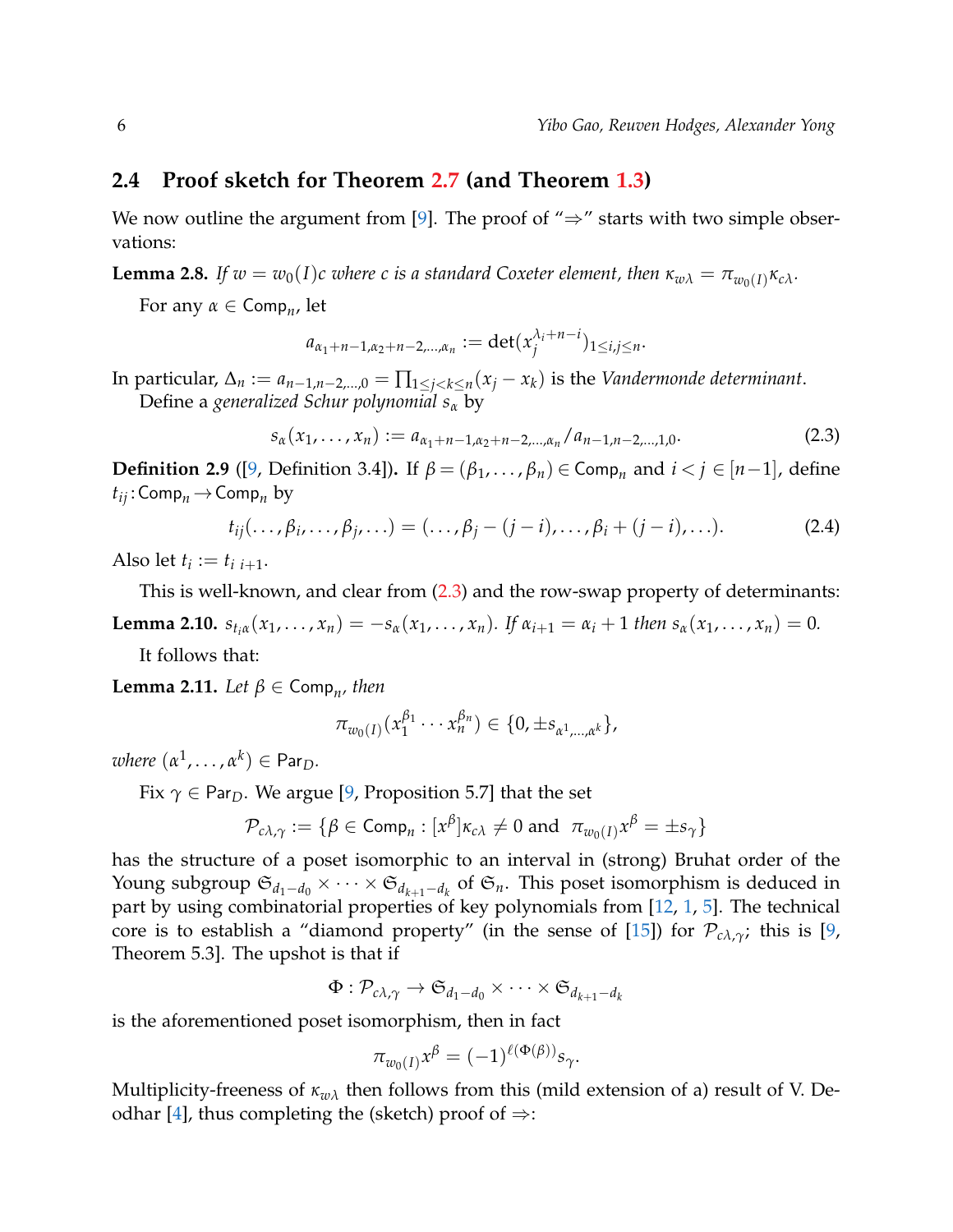## 2.4 Proof sketch for Theorem 2.7 (and Theorem 1.3)

We now outline the argument from [9]. The proof of "⇒" starts with two simple observations:

**Lemma 2.8.** *If $w = w_0(I)c$ where $c$ is a standard Coxeter element, then $\kappa_{w\lambda} = \pi_{w_0(I)}\kappa_{c\lambda}$.*

For any $\alpha \in \mathsf{Comp}_n$, let

$$a_{\alpha_1+n-1,\alpha_2+n-2,\ldots,\alpha_n} := \det(x_j^{\lambda_i+n-i})_{1\leq i,j\leq n}.$$

In particular, $\Delta_n := a_{n-1,n-2,\ldots,0} = \prod_{1\leq j<k\leq n}(x_j - x_k)$ is the *Vandermonde determinant*.
Define a *generalized Schur polynomial* $s_\alpha$ by

$$s_\alpha(x_1,\ldots,x_n) := a_{\alpha_1+n-1,\alpha_2+n-2,\ldots,\alpha_n}/a_{n-1,n-2,\ldots,1,0}. \tag{2.3}$$

**Definition 2.9** ([9, Definition 3.4])**.** If $\beta = (\beta_1,\ldots,\beta_n) \in \mathsf{Comp}_n$ and $i < j \in [n-1]$, define $t_{ij} : \mathsf{Comp}_n \to \mathsf{Comp}_n$ by

$$t_{ij}(\ldots,\beta_i,\ldots,\beta_j,\ldots) = (\ldots,\beta_j - (j-i),\ldots,\beta_i + (j-i),\ldots). \tag{2.4}$$

Also let $t_i := t_{i\ i+1}$.

This is well-known, and clear from (2.3) and the row-swap property of determinants:

**Lemma 2.10.** *$s_{t_i\alpha}(x_1,\ldots,x_n) = -s_\alpha(x_1,\ldots,x_n)$. If $\alpha_{i+1} = \alpha_i + 1$ then $s_\alpha(x_1,\ldots,x_n) = 0$.*

It follows that:

**Lemma 2.11.** *Let $\beta \in \mathsf{Comp}_n$, then*

$$\pi_{w_0(I)}(x_1^{\beta_1}\cdots x_n^{\beta_n}) \in \{0, \pm s_{\alpha^1,\ldots,\alpha^k}\},$$

*where $(\alpha^1,\ldots,\alpha^k) \in \mathsf{Par}_D$.*

Fix $\gamma \in \mathsf{Par}_D$. We argue [9, Proposition 5.7] that the set

$$\mathcal{P}_{c\lambda,\gamma} := \{\beta \in \mathsf{Comp}_n : [x^\beta]\kappa_{c\lambda} \neq 0 \text{ and } \ \pi_{w_0(I)}x^\beta = \pm s_\gamma\}$$

has the structure of a poset isomorphic to an interval in (strong) Bruhat order of the Young subgroup $\mathfrak{S}_{d_1-d_0} \times \cdots \times \mathfrak{S}_{d_{k+1}-d_k}$ of $\mathfrak{S}_n$. This poset isomorphism is deduced in part by using combinatorial properties of key polynomials from [12, 1, 5]. The technical core is to establish a "diamond property" (in the sense of [15]) for $\mathcal{P}_{c\lambda,\gamma}$; this is [9, Theorem 5.3]. The upshot is that if

$$\Phi : \mathcal{P}_{c\lambda,\gamma} \to \mathfrak{S}_{d_1-d_0} \times \cdots \times \mathfrak{S}_{d_{k+1}-d_k}$$

is the aforementioned poset isomorphism, then in fact

$$\pi_{w_0(I)}x^\beta = (-1)^{\ell(\Phi(\beta))}s_\gamma.$$

Multiplicity-freeness of $\kappa_{w\lambda}$ then follows from this (mild extension of a) result of V. Deodhar [4], thus completing the (sketch) proof of ⇒: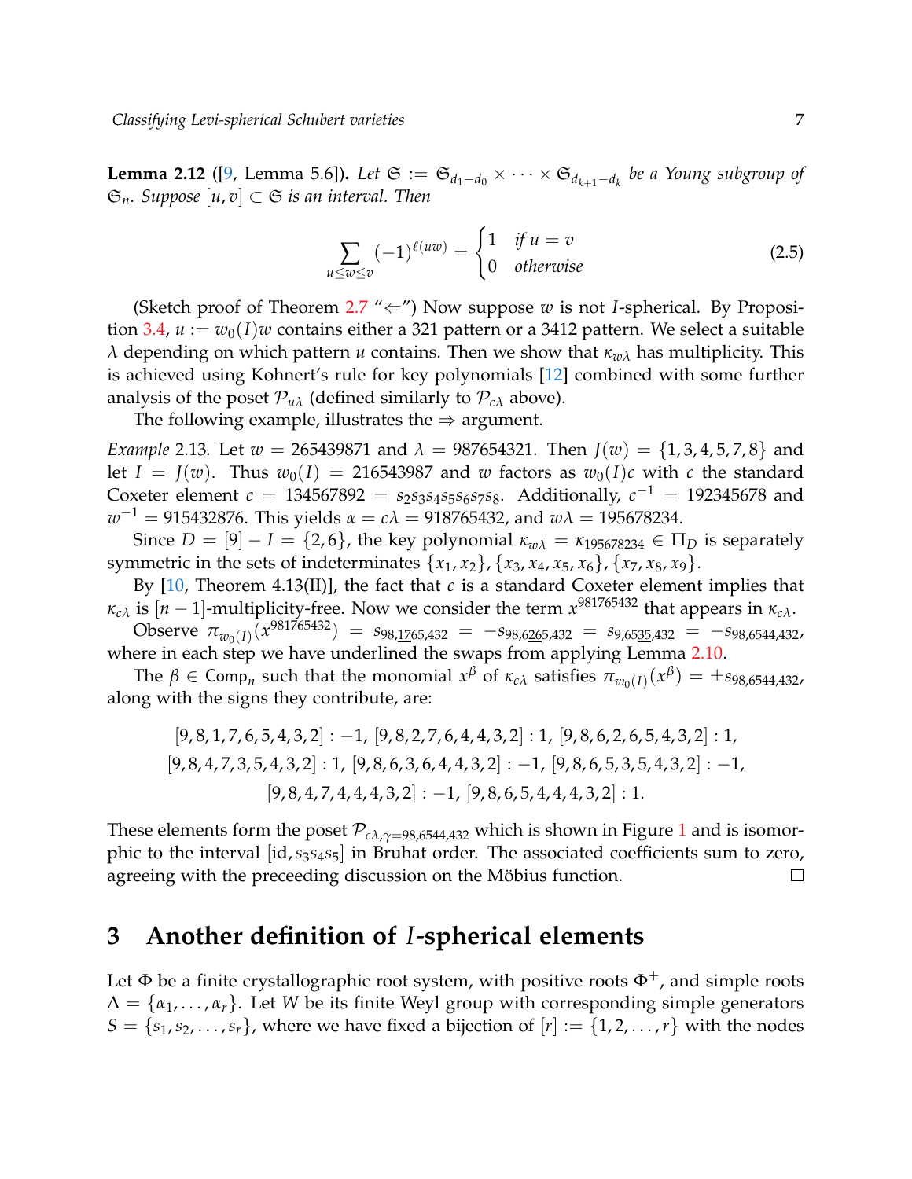**Lemma 2.12** ([9, Lemma 5.6]). *Let $\mathfrak{S} := \mathfrak{S}_{d_1-d_0} \times \cdots \times \mathfrak{S}_{d_{k+1}-d_k}$ be a Young subgroup of $\mathfrak{S}_n$. Suppose $[u,v] \subset \mathfrak{S}$ is an interval. Then*

$$\sum_{u \leq w \leq v} (-1)^{\ell(uw)} = \begin{cases} 1 & \text{if } u = v \\ 0 & \text{otherwise} \end{cases} \tag{2.5}$$

(Sketch proof of Theorem 2.7 "$\Leftarrow$") Now suppose $w$ is not $I$-spherical. By Proposition 3.4, $u := w_0(I)w$ contains either a 321 pattern or a 3412 pattern. We select a suitable $\lambda$ depending on which pattern $u$ contains. Then we show that $\kappa_{w\lambda}$ has multiplicity. This is achieved using Kohnert's rule for key polynomials [12] combined with some further analysis of the poset $\mathcal{P}_{u\lambda}$ (defined similarly to $\mathcal{P}_{c\lambda}$ above).

The following example, illustrates the $\Rightarrow$ argument.

*Example* 2.13. Let $w = 265439871$ and $\lambda = 987654321$. Then $J(w) = \{1,3,4,5,7,8\}$ and let $I = J(w)$. Thus $w_0(I) = 216543987$ and $w$ factors as $w_0(I)c$ with $c$ the standard Coxeter element $c = 134567892 = s_2s_3s_4s_5s_6s_7s_8$. Additionally, $c^{-1} = 192345678$ and $w^{-1} = 915432876$. This yields $\alpha = c\lambda = 918765432$, and $w\lambda = 195678234$.

Since $D = [9] - I = \{2,6\}$, the key polynomial $\kappa_{w\lambda} = \kappa_{195678234} \in \Pi_D$ is separately symmetric in the sets of indeterminates $\{x_1,x_2\}, \{x_3,x_4,x_5,x_6\}, \{x_7,x_8,x_9\}$.

By [10, Theorem 4.13(II)], the fact that $c$ is a standard Coxeter element implies that $\kappa_{c\lambda}$ is $[n-1]$-multiplicity-free. Now we consider the term $x^{981765432}$ that appears in $\kappa_{c\lambda}$.

Observe $\pi_{w_0(I)}(x^{981765432}) = s_{98,\underline{17}65,432} = -s_{98,6\underline{26}5,432} = s_{9,65\underline{35},432} = -s_{98,6544,432}$, where in each step we have underlined the swaps from applying Lemma 2.10.

The $\beta \in \mathsf{Comp}_n$ such that the monomial $x^\beta$ of $\kappa_{c\lambda}$ satisfies $\pi_{w_0(I)}(x^\beta) = \pm s_{98,6544,432}$, along with the signs they contribute, are:

$$[9,8,1,7,6,5,4,3,2] : -1,\ [9,8,2,7,6,4,4,3,2] : 1,\ [9,8,6,2,6,5,4,3,2] : 1,$$
$$[9,8,4,7,3,5,4,3,2] : 1,\ [9,8,6,3,6,4,4,3,2] : -1,\ [9,8,6,5,3,5,4,3,2] : -1,$$
$$[9,8,4,7,4,4,4,3,2] : -1,\ [9,8,6,5,4,4,4,3,2] : 1.$$

These elements form the poset $\mathcal{P}_{c\lambda,\gamma=98,6544,432}$ which is shown in Figure 1 and is isomorphic to the interval $[\mathrm{id}, s_3s_4s_5]$ in Bruhat order. The associated coefficients sum to zero, agreeing with the preceeding discussion on the Möbius function. □

# 3 Another definition of $I$-spherical elements

Let $\Phi$ be a finite crystallographic root system, with positive roots $\Phi^+$, and simple roots $\Delta = \{\alpha_1, \ldots, \alpha_r\}$. Let $W$ be its finite Weyl group with corresponding simple generators $S = \{s_1, s_2, \ldots, s_r\}$, where we have fixed a bijection of $[r] := \{1,2,\ldots,r\}$ with the nodes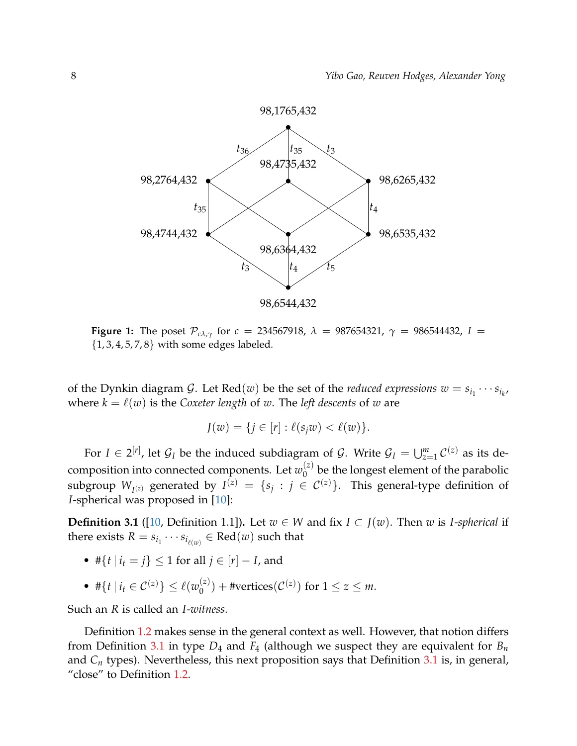98,1765,432

98,2764,432 &emsp; 98,4735,432 &emsp; 98,6265,432

98,4744,432 &emsp; 98,6364,432 &emsp; 98,6535,432

98,6544,432

(edge labels: $t_{36}$, $t_{35}$, $t_3$, $t_{35}$, $t_4$, $t_3$, $t_4$, $t_5$)

**Figure 1:** The poset $\mathcal{P}_{c\lambda,\gamma}$ for $c = 234567918$, $\lambda = 987654321$, $\gamma = 986544432$, $I = \{1,3,4,5,7,8\}$ with some edges labeled.

of the Dynkin diagram $\mathcal{G}$. Let $\mathrm{Red}(w)$ be the set of the *reduced expressions* $w = s_{i_1} \cdots s_{i_k}$, where $k = \ell(w)$ is the *Coxeter length* of $w$. The *left descents* of $w$ are

$$J(w) = \{j \in [r] : \ell(s_j w) < \ell(w)\}.$$

For $I \in 2^{[r]}$, let $\mathcal{G}_I$ be the induced subdiagram of $\mathcal{G}$. Write $\mathcal{G}_I = \bigcup_{z=1}^{m} \mathcal{C}^{(z)}$ as its decomposition into connected components. Let $w_0^{(z)}$ be the longest element of the parabolic subgroup $W_{I^{(z)}}$ generated by $I^{(z)} = \{s_j : j \in \mathcal{C}^{(z)}\}$. This general-type definition of $I$-spherical was proposed in [10]:

**Definition 3.1** ([10, Definition 1.1])**.** Let $w \in W$ and fix $I \subset J(w)$. Then $w$ is *$I$-spherical* if there exists $R = s_{i_1} \cdots s_{i_{\ell(w)}} \in \mathrm{Red}(w)$ such that

- $\#\{t \mid i_t = j\} \leq 1$ for all $j \in [r] - I$, and
- $\#\{t \mid i_t \in \mathcal{C}^{(z)}\} \leq \ell(w_0^{(z)}) + \#\mathrm{vertices}(\mathcal{C}^{(z)})$ for $1 \leq z \leq m$.

Such an $R$ is called an *$I$-witness*.

Definition 1.2 makes sense in the general context as well. However, that notion differs from Definition 3.1 in type $D_4$ and $F_4$ (although we suspect they are equivalent for $B_n$ and $C_n$ types). Nevertheless, this next proposition says that Definition 3.1 is, in general, "close" to Definition 1.2.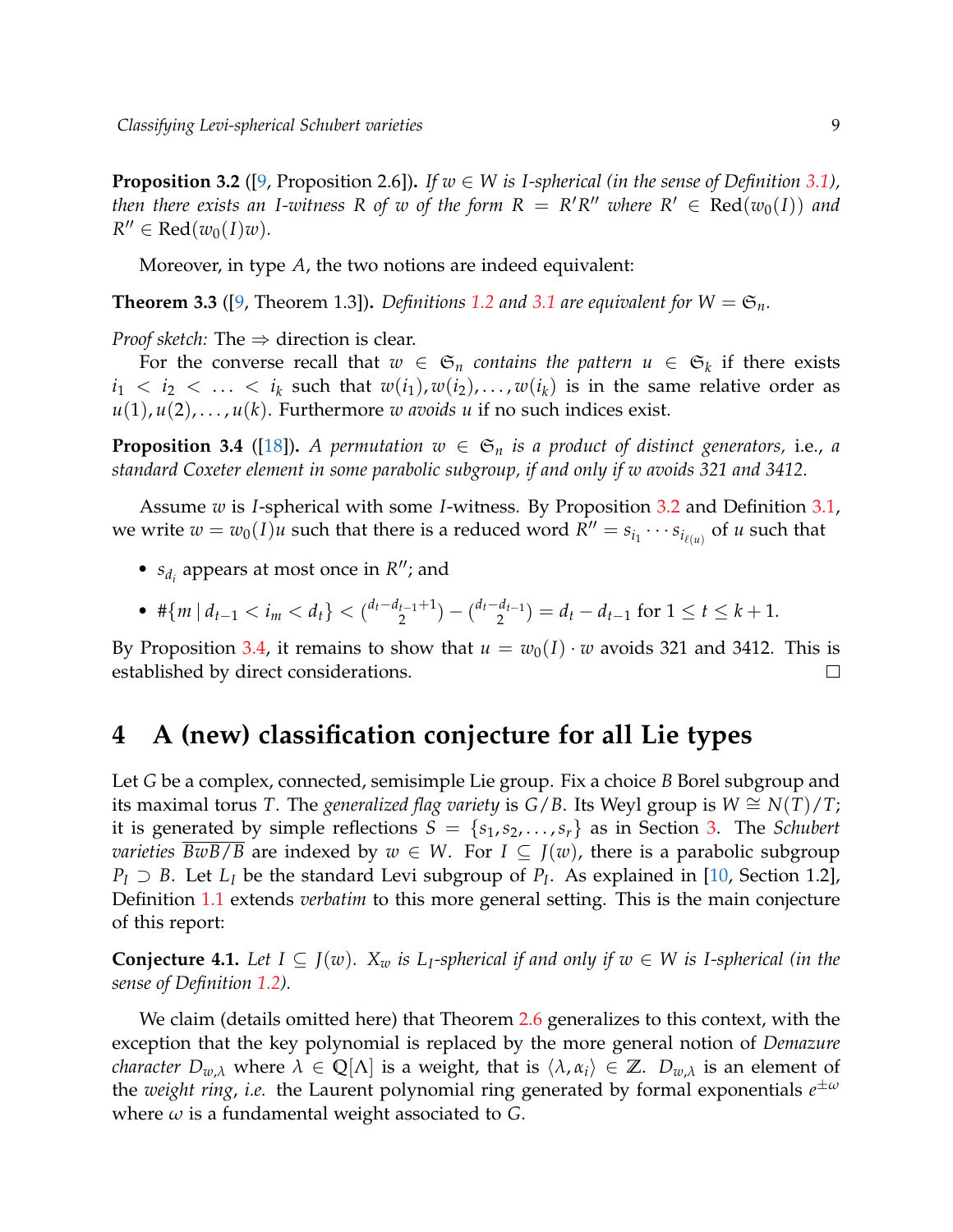**Proposition 3.2** ([9, Proposition 2.6])**.** *If $w \in W$ is I-spherical (in the sense of Definition 3.1), then there exists an I-witness $R$ of $w$ of the form $R = R'R''$ where $R' \in \mathrm{Red}(w_0(I))$ and $R'' \in \mathrm{Red}(w_0(I)w)$.*

Moreover, in type $A$, the two notions are indeed equivalent:

**Theorem 3.3** ([9, Theorem 1.3])**.** *Definitions 1.2 and 3.1 are equivalent for $W = \mathfrak{S}_n$.*

*Proof sketch:* The $\Rightarrow$ direction is clear.

For the converse recall that $w \in \mathfrak{S}_n$ *contains the pattern* $u \in \mathfrak{S}_k$ if there exists $i_1 < i_2 < \ldots < i_k$ such that $w(i_1), w(i_2), \ldots, w(i_k)$ is in the same relative order as $u(1), u(2), \ldots, u(k)$. Furthermore $w$ *avoids* $u$ if no such indices exist.

**Proposition 3.4** ([18])**.** *A permutation $w \in \mathfrak{S}_n$ is a product of distinct generators,* i.e.*, a standard Coxeter element in some parabolic subgroup, if and only if $w$ avoids 321 and 3412.*

Assume $w$ is $I$-spherical with some $I$-witness. By Proposition 3.2 and Definition 3.1, we write $w = w_0(I)u$ such that there is a reduced word $R'' = s_{i_1} \cdots s_{i_{\ell(u)}}$ of $u$ such that

- $s_{d_i}$ appears at most once in $R''$; and
- $\#\{m \mid d_{t-1} < i_m < d_t\} < \binom{d_t - d_{t-1}+1}{2} - \binom{d_t - d_{t-1}}{2} = d_t - d_{t-1}$ for $1 \leq t \leq k+1$.

By Proposition 3.4, it remains to show that $u = w_0(I) \cdot w$ avoids 321 and 3412. This is established by direct considerations. □

# 4 A (new) classification conjecture for all Lie types

Let $G$ be a complex, connected, semisimple Lie group. Fix a choice $B$ Borel subgroup and its maximal torus $T$. The *generalized flag variety* is $G/B$. Its Weyl group is $W \cong N(T)/T$; it is generated by simple reflections $S = \{s_1, s_2, \ldots, s_r\}$ as in Section 3. The *Schubert varieties* $\overline{BwB/B}$ are indexed by $w \in W$. For $I \subseteq J(w)$, there is a parabolic subgroup $P_I \supset B$. Let $L_I$ be the standard Levi subgroup of $P_I$. As explained in [10, Section 1.2], Definition 1.1 extends *verbatim* to this more general setting. This is the main conjecture of this report:

**Conjecture 4.1.** *Let $I \subseteq J(w)$. $X_w$ is $L_I$-spherical if and only if $w \in W$ is I-spherical (in the sense of Definition 1.2).*

We claim (details omitted here) that Theorem 2.6 generalizes to this context, with the exception that the key polynomial is replaced by the more general notion of *Demazure character* $D_{w,\lambda}$ where $\lambda \in \mathbb{Q}[\Lambda]$ is a weight, that is $\langle \lambda, \alpha_i \rangle \in \mathbb{Z}$. $D_{w,\lambda}$ is an element of the *weight ring*, *i.e.* the Laurent polynomial ring generated by formal exponentials $e^{\pm\omega}$ where $\omega$ is a fundamental weight associated to $G$.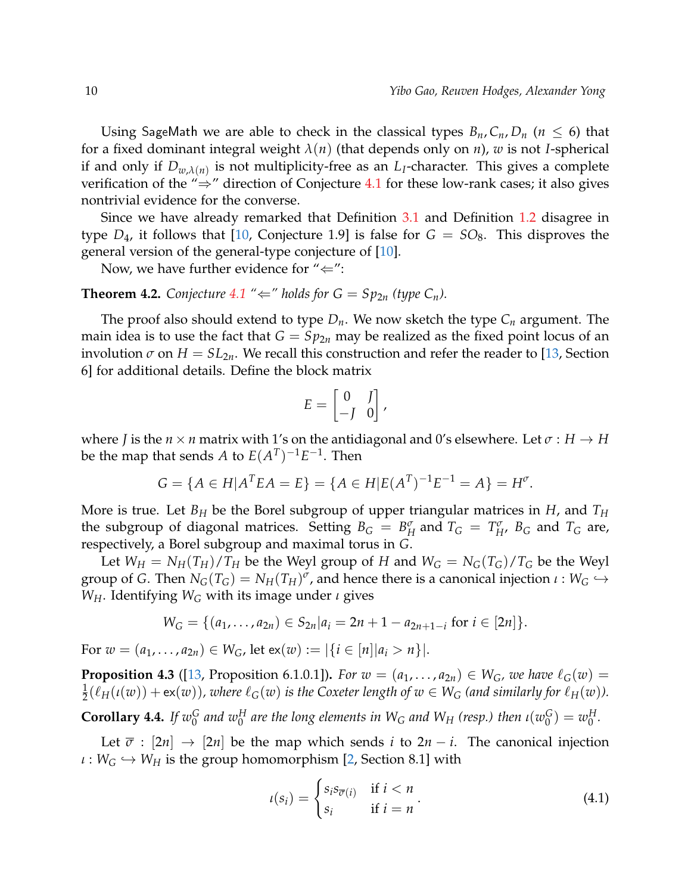Using SageMath we are able to check in the classical types $B_n, C_n, D_n$ ($n \leq 6$) that for a fixed dominant integral weight $\lambda(n)$ (that depends only on $n$), $w$ is not $I$-spherical if and only if $D_{w,\lambda(n)}$ is not multiplicity-free as an $L_I$-character. This gives a complete verification of the "$\Rightarrow$" direction of Conjecture 4.1 for these low-rank cases; it also gives nontrivial evidence for the converse.

Since we have already remarked that Definition 3.1 and Definition 1.2 disagree in type $D_4$, it follows that [10, Conjecture 1.9] is false for $G = SO_8$. This disproves the general version of the general-type conjecture of [10].

Now, we have further evidence for "$\Leftarrow$":

**Theorem 4.2.** *Conjecture 4.1 "$\Leftarrow$" holds for $G = Sp_{2n}$ (type $C_n$).*

The proof also should extend to type $D_n$. We now sketch the type $C_n$ argument. The main idea is to use the fact that $G = Sp_{2n}$ may be realized as the fixed point locus of an involution $\sigma$ on $H = SL_{2n}$. We recall this construction and refer the reader to [13, Section 6] for additional details. Define the block matrix

$$E = \begin{bmatrix} 0 & J \\ -J & 0 \end{bmatrix},$$

where $J$ is the $n \times n$ matrix with 1's on the antidiagonal and 0's elsewhere. Let $\sigma : H \to H$ be the map that sends $A$ to $E(A^T)^{-1}E^{-1}$. Then

$$G = \{A \in H | A^T E A = E\} = \{A \in H | E(A^T)^{-1}E^{-1} = A\} = H^\sigma.$$

More is true. Let $B_H$ be the Borel subgroup of upper triangular matrices in $H$, and $T_H$ the subgroup of diagonal matrices. Setting $B_G = B_H^\sigma$ and $T_G = T_H^\sigma$, $B_G$ and $T_G$ are, respectively, a Borel subgroup and maximal torus in $G$.

Let $W_H = N_H(T_H)/T_H$ be the Weyl group of $H$ and $W_G = N_G(T_G)/T_G$ be the Weyl group of $G$. Then $N_G(T_G) = N_H(T_H)^\sigma$, and hence there is a canonical injection $\iota : W_G \hookrightarrow W_H$. Identifying $W_G$ with its image under $\iota$ gives

$$W_G = \{(a_1, \ldots, a_{2n}) \in S_{2n} | a_i = 2n + 1 - a_{2n+1-i} \text{ for } i \in [2n]\}.$$

For $w = (a_1, \ldots, a_{2n}) \in W_G$, let $\mathsf{ex}(w) := |\{i \in [n] | a_i > n\}|$.

**Proposition 4.3** ([13, Proposition 6.1.0.1]). *For $w = (a_1, \ldots, a_{2n}) \in W_G$, we have $\ell_G(w) = \frac{1}{2}(\ell_H(\iota(w)) + \mathsf{ex}(w))$, where $\ell_G(w)$ is the Coxeter length of $w \in W_G$ (and similarly for $\ell_H(w)$).*

**Corollary 4.4.** *If $w_0^G$ and $w_0^H$ are the long elements in $W_G$ and $W_H$ (resp.) then $\iota(w_0^G) = w_0^H$.*

Let $\overline{\sigma} : [2n] \to [2n]$ be the map which sends $i$ to $2n - i$. The canonical injection $\iota : W_G \hookrightarrow W_H$ is the group homomorphism [2, Section 8.1] with

$$\iota(s_i) = \begin{cases} s_i s_{\overline{\sigma}(i)} & \text{if } i < n \\ s_i & \text{if } i = n \end{cases}. \tag{4.1}$$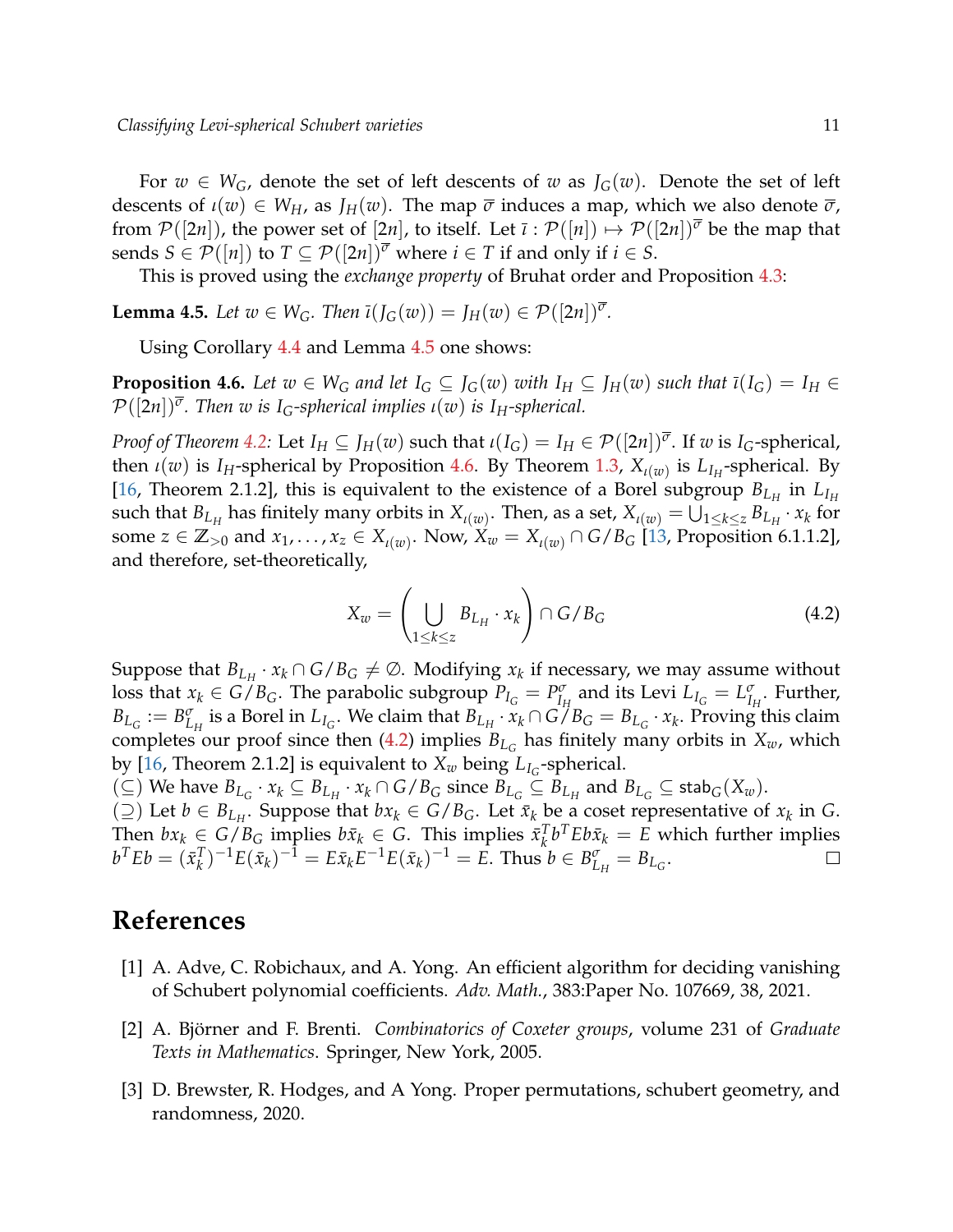For $w \in W_G$, denote the set of left descents of $w$ as $J_G(w)$. Denote the set of left descents of $\iota(w) \in W_H$, as $J_H(w)$. The map $\overline{\sigma}$ induces a map, which we also denote $\overline{\sigma}$, from $\mathcal{P}([2n])$, the power set of $[2n]$, to itself. Let $\bar{\iota} : \mathcal{P}([n]) \mapsto \mathcal{P}([2n])^{\overline{\sigma}}$ be the map that sends $S \in \mathcal{P}([n])$ to $T \subseteq \mathcal{P}([2n])^{\overline{\sigma}}$ where $i \in T$ if and only if $i \in S$.

This is proved using the *exchange property* of Bruhat order and Proposition 4.3:

**Lemma 4.5.** *Let $w \in W_G$. Then $\bar{\iota}(J_G(w)) = J_H(w) \in \mathcal{P}([2n])^{\overline{\sigma}}$.*

Using Corollary 4.4 and Lemma 4.5 one shows:

**Proposition 4.6.** *Let $w \in W_G$ and let $I_G \subseteq J_G(w)$ with $I_H \subseteq J_H(w)$ such that $\bar{\iota}(I_G) = I_H \in \mathcal{P}([2n])^{\overline{\sigma}}$. Then $w$ is $I_G$-spherical implies $\iota(w)$ is $I_H$-spherical.*

*Proof of Theorem 4.2:* Let $I_H \subseteq J_H(w)$ such that $\iota(I_G) = I_H \in \mathcal{P}([2n])^{\overline{\sigma}}$. If $w$ is $I_G$-spherical, then $\iota(w)$ is $I_H$-spherical by Proposition 4.6. By Theorem 1.3, $X_{\iota(w)}$ is $L_{I_H}$-spherical. By [16, Theorem 2.1.2], this is equivalent to the existence of a Borel subgroup $B_{L_H}$ in $L_{I_H}$ such that $B_{L_H}$ has finitely many orbits in $X_{\iota(w)}$. Then, as a set, $X_{\iota(w)} = \bigcup_{1 \leq k \leq z} B_{L_H} \cdot x_k$ for some $z \in \mathbb{Z}_{>0}$ and $x_1, \ldots, x_z \in X_{\iota(w)}$. Now, $X_w = X_{\iota(w)} \cap G/B_G$ [13, Proposition 6.1.1.2], and therefore, set-theoretically,

$$X_w = \left( \bigcup_{1 \leq k \leq z} B_{L_H} \cdot x_k \right) \cap G/B_G \tag{4.2}$$

Suppose that $B_{L_H} \cdot x_k \cap G/B_G \neq \emptyset$. Modifying $x_k$ if necessary, we may assume without loss that $x_k \in G/B_G$. The parabolic subgroup $P_{I_G} = P_{I_H}^{\sigma}$ and its Levi $L_{I_G} = L_{I_H}^{\sigma}$. Further, $B_{L_G} := B_{L_H}^{\sigma}$ is a Borel in $L_{I_G}$. We claim that $B_{L_H} \cdot x_k \cap G/B_G = B_{L_G} \cdot x_k$. Proving this claim completes our proof since then (4.2) implies $B_{L_G}$ has finitely many orbits in $X_w$, which by [16, Theorem 2.1.2] is equivalent to $X_w$ being $L_{I_G}$-spherical.
($\subseteq$) We have $B_{L_G} \cdot x_k \subseteq B_{L_H} \cdot x_k \cap G/B_G$ since $B_{L_G} \subseteq B_{L_H}$ and $B_{L_G} \subseteq \mathsf{stab}_G(X_w)$.
($\supseteq$) Let $b \in B_{L_H}$. Suppose that $bx_k \in G/B_G$. Let $\bar{x}_k$ be a coset representative of $x_k$ in $G$. Then $bx_k \in G/B_G$ implies $b\bar{x}_k \in G$. This implies $\bar{x}_k^T b^T E b \bar{x}_k = E$ which further implies $b^T E b = (\bar{x}_k^T)^{-1} E (\bar{x}_k)^{-1} = E \bar{x}_k E^{-1} E (\bar{x}_k)^{-1} = E$. Thus $b \in B_{L_H}^{\sigma} = B_{L_G}$. □

# References

[1] A. Adve, C. Robichaux, and A. Yong. An efficient algorithm for deciding vanishing of Schubert polynomial coefficients. *Adv. Math.*, 383:Paper No. 107669, 38, 2021.

[2] A. Björner and F. Brenti. *Combinatorics of Coxeter groups*, volume 231 of *Graduate Texts in Mathematics*. Springer, New York, 2005.

[3] D. Brewster, R. Hodges, and A Yong. Proper permutations, schubert geometry, and randomness, 2020.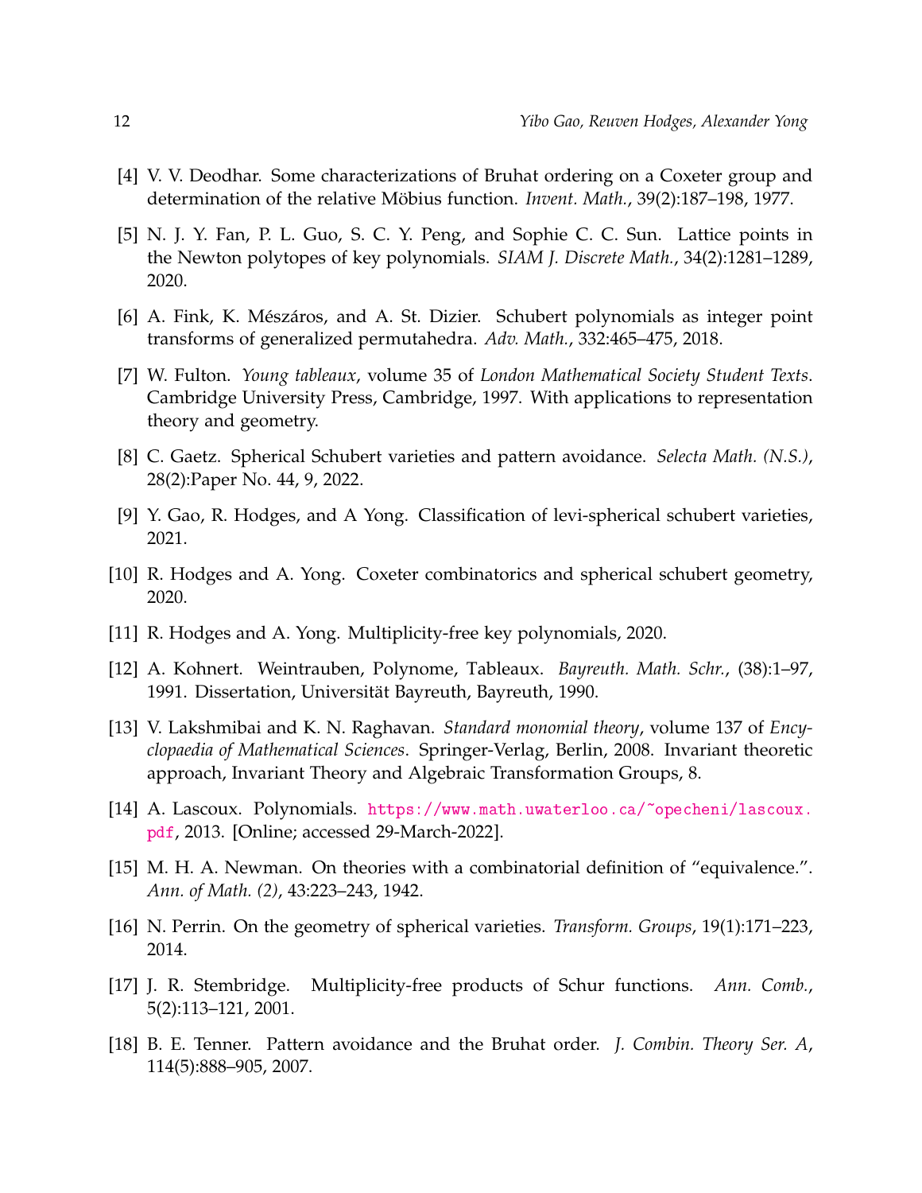[4] V. V. Deodhar. Some characterizations of Bruhat ordering on a Coxeter group and determination of the relative Möbius function. *Invent. Math.*, 39(2):187–198, 1977.

[5] N. J. Y. Fan, P. L. Guo, S. C. Y. Peng, and Sophie C. C. Sun. Lattice points in the Newton polytopes of key polynomials. *SIAM J. Discrete Math.*, 34(2):1281–1289, 2020.

[6] A. Fink, K. Mészáros, and A. St. Dizier. Schubert polynomials as integer point transforms of generalized permutahedra. *Adv. Math.*, 332:465–475, 2018.

[7] W. Fulton. *Young tableaux*, volume 35 of *London Mathematical Society Student Texts*. Cambridge University Press, Cambridge, 1997. With applications to representation theory and geometry.

[8] C. Gaetz. Spherical Schubert varieties and pattern avoidance. *Selecta Math. (N.S.)*, 28(2):Paper No. 44, 9, 2022.

[9] Y. Gao, R. Hodges, and A Yong. Classification of levi-spherical schubert varieties, 2021.

[10] R. Hodges and A. Yong. Coxeter combinatorics and spherical schubert geometry, 2020.

[11] R. Hodges and A. Yong. Multiplicity-free key polynomials, 2020.

[12] A. Kohnert. Weintrauben, Polynome, Tableaux. *Bayreuth. Math. Schr.*, (38):1–97, 1991. Dissertation, Universität Bayreuth, Bayreuth, 1990.

[13] V. Lakshmibai and K. N. Raghavan. *Standard monomial theory*, volume 137 of *Encyclopaedia of Mathematical Sciences*. Springer-Verlag, Berlin, 2008. Invariant theoretic approach, Invariant Theory and Algebraic Transformation Groups, 8.

[14] A. Lascoux. Polynomials. https://www.math.uwaterloo.ca/~opecheni/lascoux.pdf, 2013. [Online; accessed 29-March-2022].

[15] M. H. A. Newman. On theories with a combinatorial definition of "equivalence.". *Ann. of Math. (2)*, 43:223–243, 1942.

[16] N. Perrin. On the geometry of spherical varieties. *Transform. Groups*, 19(1):171–223, 2014.

[17] J. R. Stembridge. Multiplicity-free products of Schur functions. *Ann. Comb.*, 5(2):113–121, 2001.

[18] B. E. Tenner. Pattern avoidance and the Bruhat order. *J. Combin. Theory Ser. A*, 114(5):888–905, 2007.